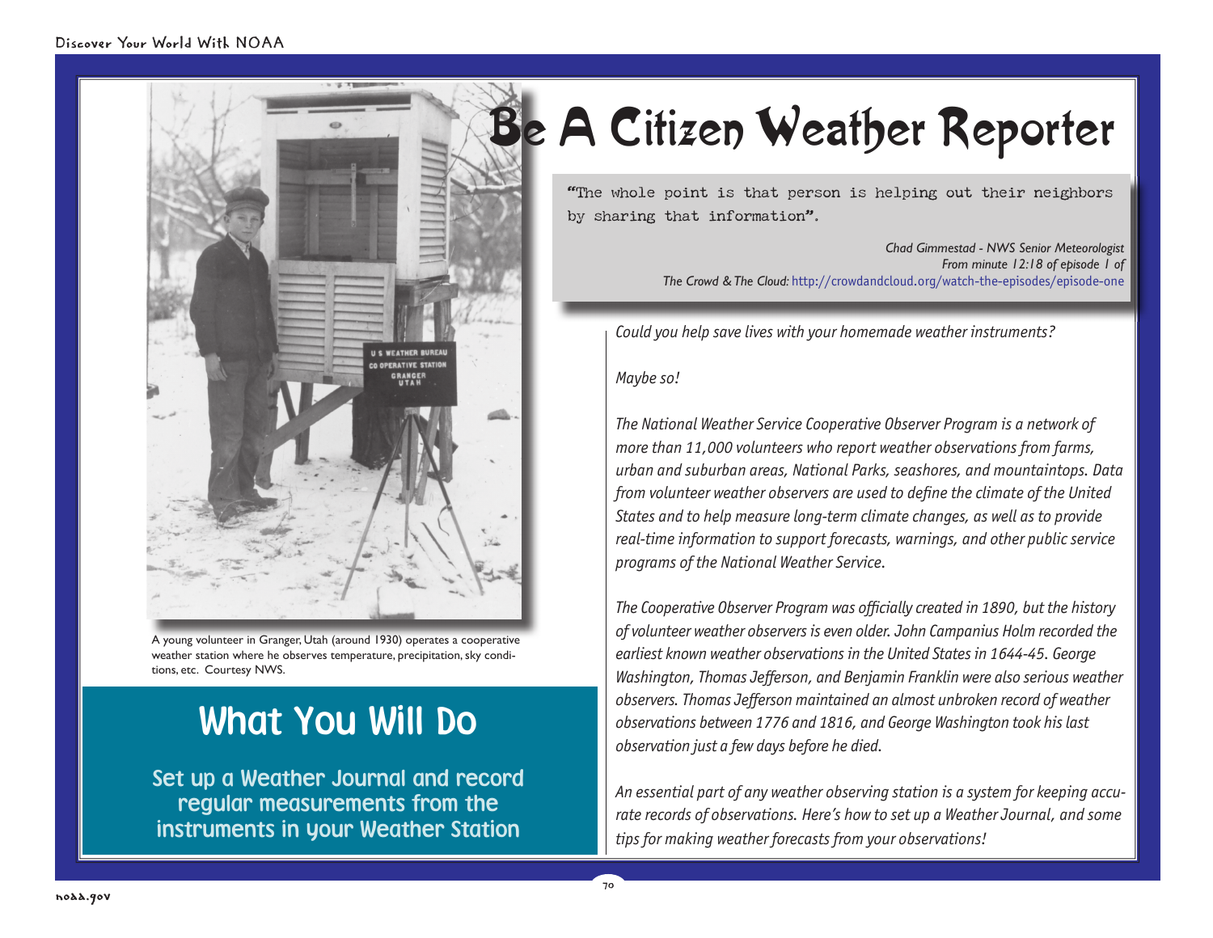# Be A Citizen Weather Reporter

"The whole point is that person is helping out their neighbors by sharing that information".

*Chad Gimmestad - NWS Senior Meteorologist*
*From minute 12:18 of episode 1 of*
*The Crowd & The Cloud:* http://crowdandcloud.org/watch-the-episodes/episode-one

A young volunteer in Granger, Utah (around 1930) operates a cooperative weather station where he observes temperature, precipitation, sky conditions, etc. Courtesy NWS.

## What You Will Do

Set up a Weather Journal and record regular measurements from the instruments in your Weather Station

*Could you help save lives with your homemade weather instruments?*

*Maybe so!*

*The National Weather Service Cooperative Observer Program is a network of more than 11,000 volunteers who report weather observations from farms, urban and suburban areas, National Parks, seashores, and mountaintops. Data from volunteer weather observers are used to define the climate of the United States and to help measure long-term climate changes, as well as to provide real-time information to support forecasts, warnings, and other public service programs of the National Weather Service.*

*The Cooperative Observer Program was officially created in 1890, but the history of volunteer weather observers is even older. John Campanius Holm recorded the earliest known weather observations in the United States in 1644-45. George Washington, Thomas Jefferson, and Benjamin Franklin were also serious weather observers. Thomas Jefferson maintained an almost unbroken record of weather observations between 1776 and 1816, and George Washington took his last observation just a few days before he died.*

*An essential part of any weather observing station is a system for keeping accurate records of observations. Here's how to set up a Weather Journal, and some tips for making weather forecasts from your observations!*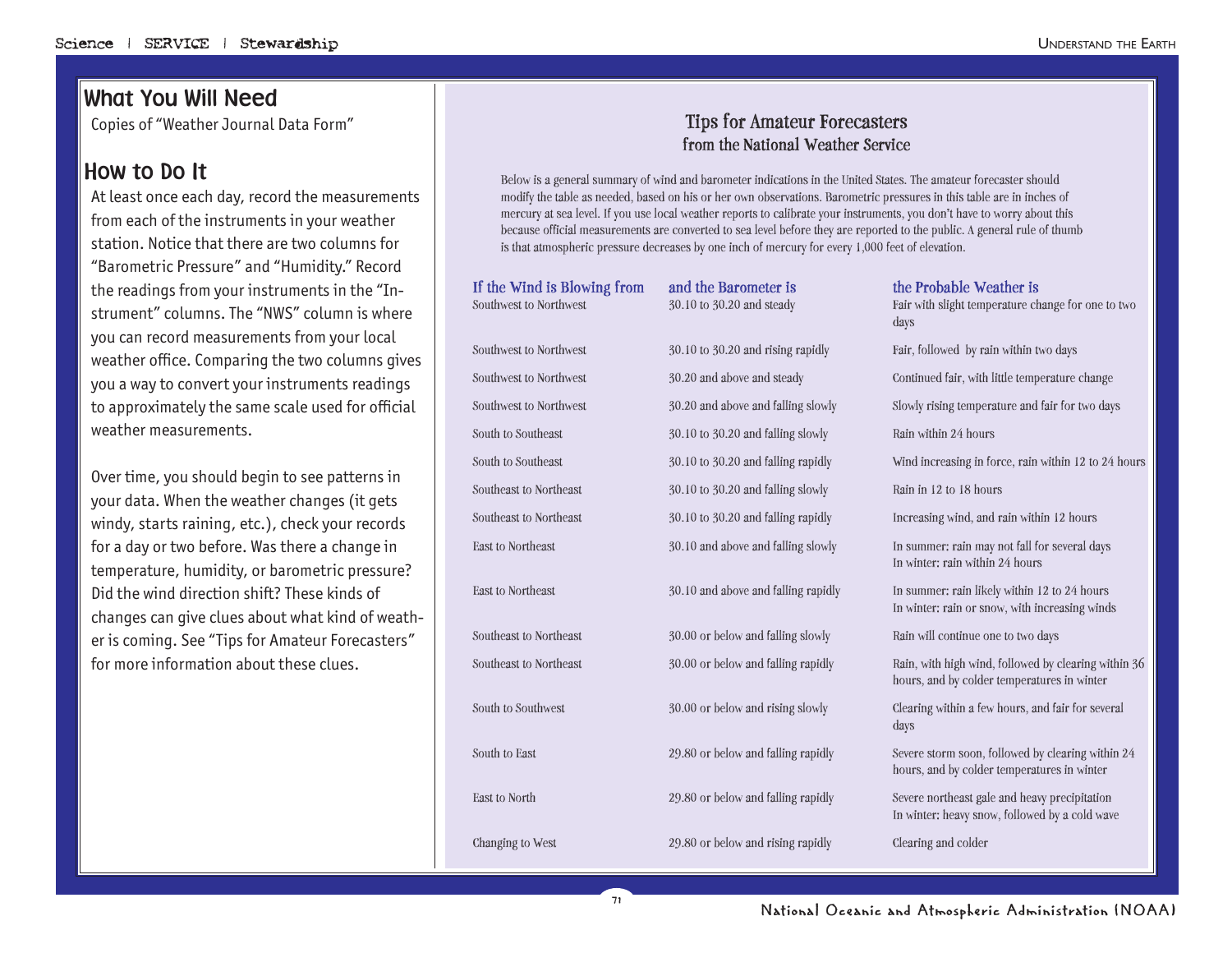## What You Will Need

Copies of "Weather Journal Data Form"

## How to Do It

At least once each day, record the measurements from each of the instruments in your weather station. Notice that there are two columns for "Barometric Pressure" and "Humidity." Record the readings from your instruments in the "Instrument" columns. The "NWS" column is where you can record measurements from your local weather office. Comparing the two columns gives you a way to convert your instruments readings to approximately the same scale used for official weather measurements.

Over time, you should begin to see patterns in your data. When the weather changes (it gets windy, starts raining, etc.), check your records for a day or two before. Was there a change in temperature, humidity, or barometric pressure? Did the wind direction shift? These kinds of changes can give clues about what kind of weather is coming. See "Tips for Amateur Forecasters" for more information about these clues.

## Tips for Amateur Forecasters
### from the National Weather Service

Below is a general summary of wind and barometer indications in the United States. The amateur forecaster should modify the table as needed, based on his or her own observations. Barometric pressures in this table are in inches of mercury at sea level. If you use local weather reports to calibrate your instruments, you don't have to worry about this because official measurements are converted to sea level before they are reported to the public. A general rule of thumb is that atmospheric pressure decreases by one inch of mercury for every 1,000 feet of elevation.

| If the Wind is Blowing from | and the Barometer is | the Probable Weather is |
|---|---|---|
| Southwest to Northwest | 30.10 to 30.20 and steady | Fair with slight temperature change for one to two days |
| Southwest to Northwest | 30.10 to 30.20 and rising rapidly | Fair, followed by rain within two days |
| Southwest to Northwest | 30.20 and above and steady | Continued fair, with little temperature change |
| Southwest to Northwest | 30.20 and above and falling slowly | Slowly rising temperature and fair for two days |
| South to Southeast | 30.10 to 30.20 and falling slowly | Rain within 24 hours |
| South to Southeast | 30.10 to 30.20 and falling rapidly | Wind increasing in force, rain within 12 to 24 hours |
| Southeast to Northeast | 30.10 to 30.20 and falling slowly | Rain in 12 to 18 hours |
| Southeast to Northeast | 30.10 to 30.20 and falling rapidly | Increasing wind, and rain within 12 hours |
| East to Northeast | 30.10 and above and falling slowly | In summer: rain may not fall for several days<br>In winter: rain within 24 hours |
| East to Northeast | 30.10 and above and falling rapidly | In summer: rain likely within 12 to 24 hours<br>In winter: rain or snow, with increasing winds |
| Southeast to Northeast | 30.00 or below and falling slowly | Rain will continue one to two days |
| Southeast to Northeast | 30.00 or below and falling rapidly | Rain, with high wind, followed by clearing within 36 hours, and by colder temperatures in winter |
| South to Southwest | 30.00 or below and rising slowly | Clearing within a few hours, and fair for several days |
| South to East | 29.80 or below and falling rapidly | Severe storm soon, followed by clearing within 24 hours, and by colder temperatures in winter |
| East to North | 29.80 or below and falling rapidly | Severe northeast gale and heavy precipitation<br>In winter: heavy snow, followed by a cold wave |
| Changing to West | 29.80 or below and rising rapidly | Clearing and colder |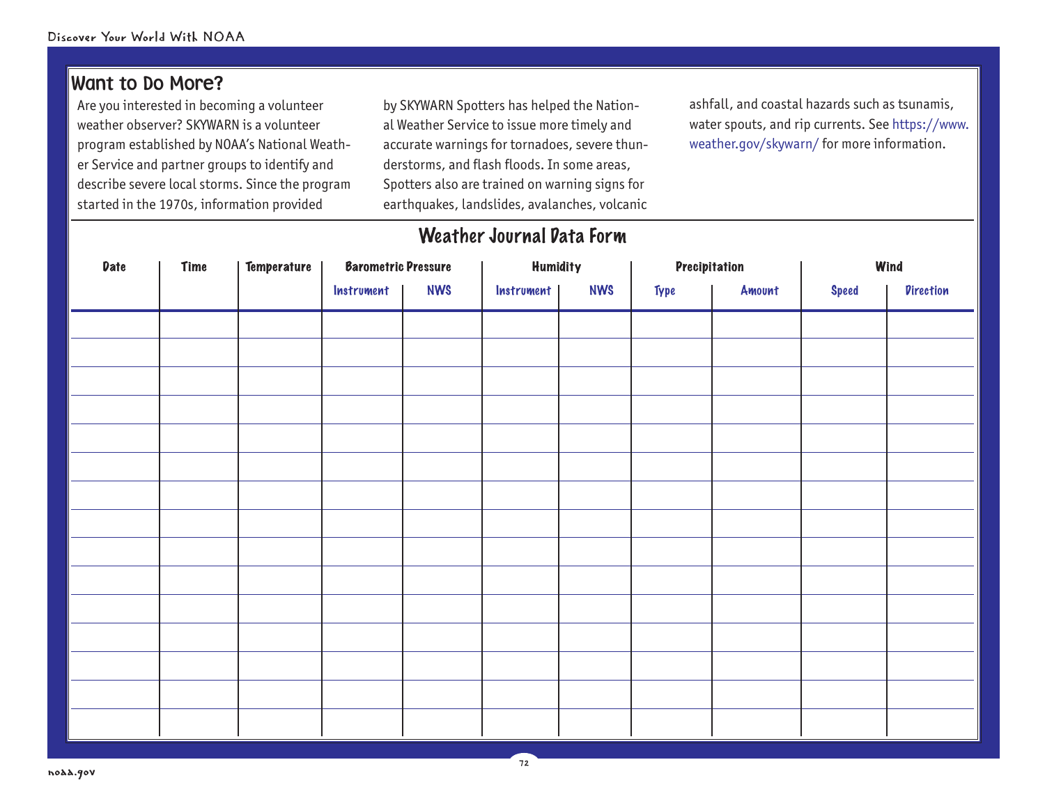## Want to Do More?

Are you interested in becoming a volunteer weather observer? SKYWARN is a volunteer program established by NOAA's National Weather Service and partner groups to identify and describe severe local storms. Since the program started in the 1970s, information provided by SKYWARN Spotters has helped the National Weather Service to issue more timely and accurate warnings for tornadoes, severe thunderstorms, and flash floods. In some areas, Spotters also are trained on warning signs for earthquakes, landslides, avalanches, volcanic ashfall, and coastal hazards such as tsunamis, water spouts, and rip currents. See https://www.weather.gov/skywarn/ for more information.

## Weather Journal Data Form

| Date | Time | Temperature | Barometric Pressure | | Humidity | | Precipitation | | Wind | |
|---|---|---|---|---|---|---|---|---|---|---|
| | | | Instrument | NWS | Instrument | NWS | Type | Amount | Speed | Direction |
| | | | | | | | | | | |
| | | | | | | | | | | |
| | | | | | | | | | | |
| | | | | | | | | | | |
| | | | | | | | | | | |
| | | | | | | | | | | |
| | | | | | | | | | | |
| | | | | | | | | | | |
| | | | | | | | | | | |
| | | | | | | | | | | |
| | | | | | | | | | | |
| | | | | | | | | | | |
| | | | | | | | | | | |
| | | | | | | | | | | |
| | | | | | | | | | | |